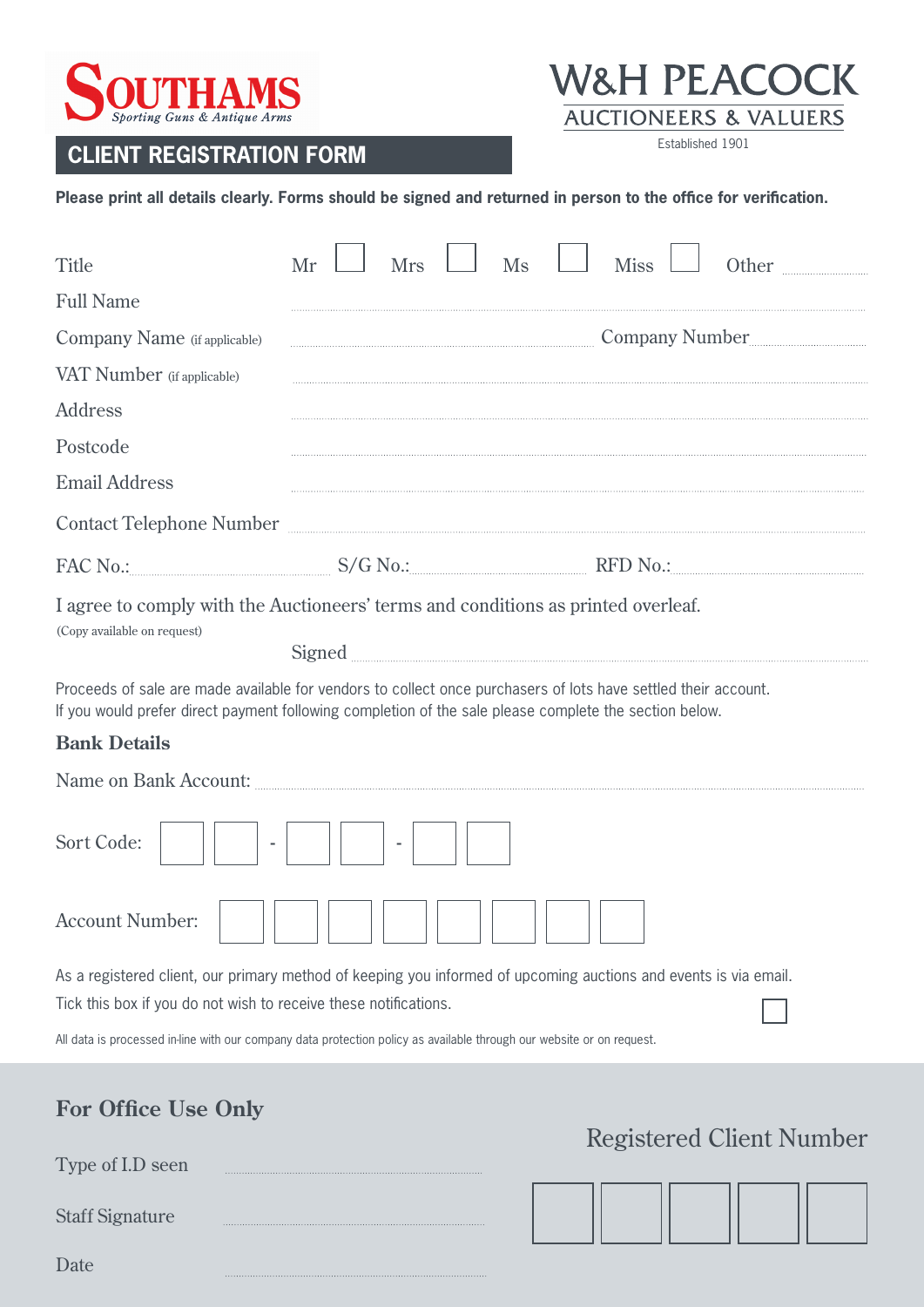**SOUTHAMS** *Sporting Guns & Antique Arms*

**W&H PEACOCK**
AUCTIONEERS & VALUERS
Established 1901

# CLIENT REGISTRATION FORM

**Please print all details clearly. Forms should be signed and returned in person to the office for verification.**

Title Mr ☐ Mrs ☐ Ms ☐ Miss ☐ Other ..................

Full Name ..................................................

Company Name (if applicable) .................................. Company Number ..................

VAT Number (if applicable) ..................................................

Address ..................................................

Postcode ..................................................

Email Address ..................................................

Contact Telephone Number ..................................................

FAC No.: .................. S/G No.: .................. RFD No.: ..................

I agree to comply with the Auctioneers' terms and conditions as printed overleaf.
(Copy available on request)

Signed ..................................................

Proceeds of sale are made available for vendors to collect once purchasers of lots have settled their account. If you would prefer direct payment following completion of the sale please complete the section below.

**Bank Details**

Name on Bank Account: ..................................................

Sort Code: ☐☐ - ☐☐ - ☐☐

Account Number: ☐☐☐☐☐☐☐☐

As a registered client, our primary method of keeping you informed of upcoming auctions and events is via email.
Tick this box if you do not wish to receive these notifications. ☐

All data is processed in-line with our company data protection policy as available through our website or on request.

## For Office Use Only

Type of I.D seen ..................

Staff Signature ..................

Date ..................

Registered Client Number ☐☐☐☐☐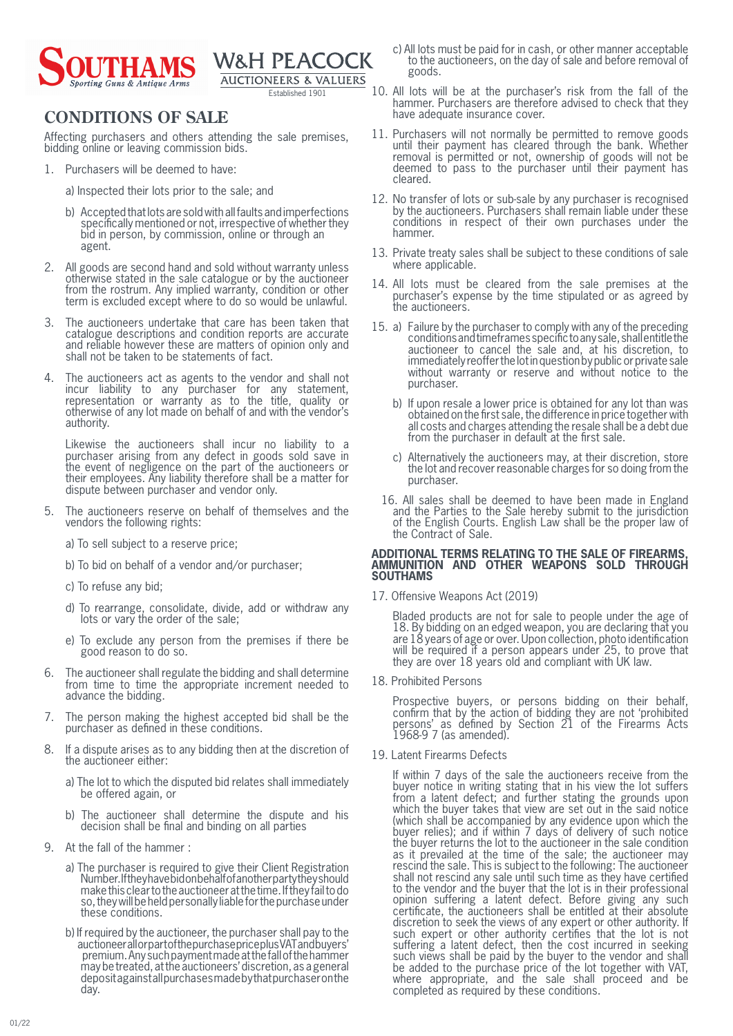SOUTHAMS
Sporting Guns & Antique Arms

W&H PEACOCK
AUCTIONEERS & VALUERS
Established 1901

# CONDITIONS OF SALE

Affecting purchasers and others attending the sale premises, bidding online or leaving commission bids.

1. Purchasers will be deemed to have:

   a) Inspected their lots prior to the sale; and

   b) Accepted that lots are sold with all faults and imperfections specifically mentioned or not, irrespective of whether they bid in person, by commission, online or through an agent.

2. All goods are second hand and sold without warranty unless otherwise stated in the sale catalogue or by the auctioneer from the rostrum. Any implied warranty, condition or other term is excluded except where to do so would be unlawful.

3. The auctioneers undertake that care has been taken that catalogue descriptions and condition reports are accurate and reliable however these are matters of opinion only and shall not be taken to be statements of fact.

4. The auctioneers act as agents to the vendor and shall not incur liability to any purchaser for any statement, representation or warranty as to the title, quality or otherwise of any lot made on behalf of and with the vendor's authority.

   Likewise the auctioneers shall incur no liability to a purchaser arising from any defect in goods sold save in the event of negligence on the part of the auctioneers or their employees. Any liability therefore shall be a matter for dispute between purchaser and vendor only.

5. The auctioneers reserve on behalf of themselves and the vendors the following rights:

   a) To sell subject to a reserve price;

   b) To bid on behalf of a vendor and/or purchaser;

   c) To refuse any bid;

   d) To rearrange, consolidate, divide, add or withdraw any lots or vary the order of the sale;

   e) To exclude any person from the premises if there be good reason to do so.

6. The auctioneer shall regulate the bidding and shall determine from time to time the appropriate increment needed to advance the bidding.

7. The person making the highest accepted bid shall be the purchaser as defined in these conditions.

8. If a dispute arises as to any bidding then at the discretion of the auctioneer either:

   a) The lot to which the disputed bid relates shall immediately be offered again, or

   b) The auctioneer shall determine the dispute and his decision shall be final and binding on all parties

9. At the fall of the hammer :

   a) The purchaser is required to give their Client Registration Number. If they have bid on behalf of another party they should make this clear to the auctioneer at the time. If they fail to do so, they will be held personally liable for the purchase under these conditions.

   b) If required by the auctioneer, the purchaser shall pay to the auctioneer all or part of the purchase price plus VAT and buyers' premium. Any such payment made at the fall of the hammer may be treated, at the auctioneers' discretion, as a general deposit against all purchases made by that purchaser on the day.

   c) All lots must be paid for in cash, or other manner acceptable to the auctioneers, on the day of sale and before removal of goods.

10. All lots will be at the purchaser's risk from the fall of the hammer. Purchasers are therefore advised to check that they have adequate insurance cover.

11. Purchasers will not normally be permitted to remove goods until their payment has cleared through the bank. Whether removal is permitted or not, ownership of goods will not be deemed to pass to the purchaser until their payment has cleared.

12. No transfer of lots or sub-sale by any purchaser is recognised by the auctioneers. Purchasers shall remain liable under these conditions in respect of their own purchases under the hammer.

13. Private treaty sales shall be subject to these conditions of sale where applicable.

14. All lots must be cleared from the sale premises at the purchaser's expense by the time stipulated or as agreed by the auctioneers.

15. a) Failure by the purchaser to comply with any of the preceding conditions and timeframes specific to any sale, shall entitle the auctioneer to cancel the sale and, at his discretion, to immediately reoffer the lot in question by public or private sale without warranty or reserve and without notice to the purchaser.

    b) If upon resale a lower price is obtained for any lot than was obtained on the first sale, the difference in price together with all costs and charges attending the resale shall be a debt due from the purchaser in default at the first sale.

    c) Alternatively the auctioneers may, at their discretion, store the lot and recover reasonable charges for so doing from the purchaser.

16. All sales shall be deemed to have been made in England and the Parties to the Sale hereby submit to the jurisdiction of the English Courts. English Law shall be the proper law of the Contract of Sale.

**ADDITIONAL TERMS RELATING TO THE SALE OF FIREARMS, AMMUNITION AND OTHER WEAPONS SOLD THROUGH SOUTHAMS**

17. Offensive Weapons Act (2019)

    Bladed products are not for sale to people under the age of 18. By bidding on an edged weapon, you are declaring that you are 18 years of age or over. Upon collection, photo identification will be required if a person appears under 25, to prove that they are over 18 years old and compliant with UK law.

18. Prohibited Persons

    Prospective buyers, or persons bidding on their behalf, confirm that by the action of bidding they are not 'prohibited persons' as defined by Section 21 of the Firearms Acts 1968-9 7 (as amended).

19. Latent Firearms Defects

    If within 7 days of the sale the auctioneers receive from the buyer notice in writing stating that in his view the lot suffers from a latent defect; and further stating the grounds upon which the buyer takes that view are set out in the said notice (which shall be accompanied by any evidence upon which the buyer relies); and if within 7 days of delivery of such notice the buyer returns the lot to the auctioneer in the sale condition as it prevailed at the time of the sale; the auctioneer may rescind the sale. This is subject to the following: The auctioneer shall not rescind any sale until such time as they have certified to the vendor and the buyer that the lot is in their professional opinion suffering a latent defect. Before giving any such certificate, the auctioneers shall be entitled at their absolute discretion to seek the views of any expert or other authority. If such expert or other authority certifies that the lot is not suffering a latent defect, then the cost incurred in seeking such views shall be paid by the buyer to the vendor and shall be added to the purchase price of the lot together with VAT, where appropriate, and the sale shall proceed and be completed as required by these conditions.

01/22